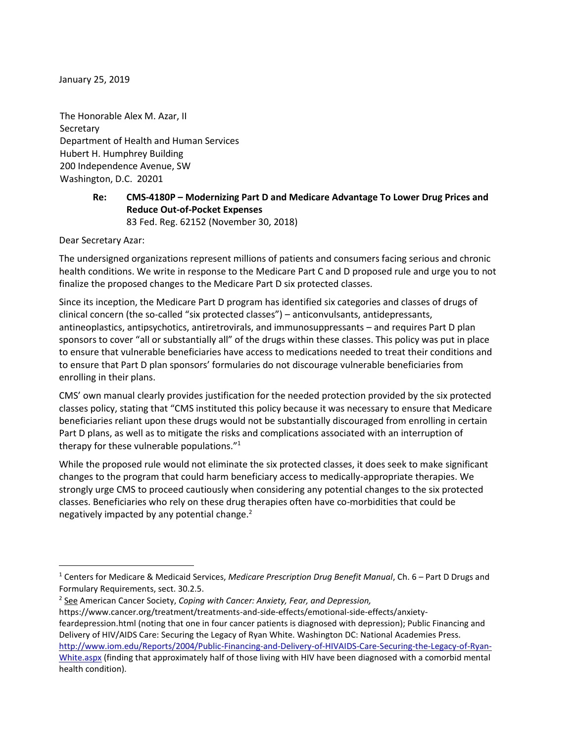January 25, 2019

The Honorable Alex M. Azar, II
Secretary
Department of Health and Human Services
Hubert H. Humphrey Building
200 Independence Avenue, SW
Washington, D.C. 20201

**Re: CMS-4180P – Modernizing Part D and Medicare Advantage To Lower Drug Prices and Reduce Out-of-Pocket Expenses**
83 Fed. Reg. 62152 (November 30, 2018)

Dear Secretary Azar:

The undersigned organizations represent millions of patients and consumers facing serious and chronic health conditions. We write in response to the Medicare Part C and D proposed rule and urge you to not finalize the proposed changes to the Medicare Part D six protected classes.

Since its inception, the Medicare Part D program has identified six categories and classes of drugs of clinical concern (the so-called "six protected classes") – anticonvulsants, antidepressants, antineoplastics, antipsychotics, antiretrovirals, and immunosuppressants – and requires Part D plan sponsors to cover "all or substantially all" of the drugs within these classes. This policy was put in place to ensure that vulnerable beneficiaries have access to medications needed to treat their conditions and to ensure that Part D plan sponsors' formularies do not discourage vulnerable beneficiaries from enrolling in their plans.

CMS' own manual clearly provides justification for the needed protection provided by the six protected classes policy, stating that "CMS instituted this policy because it was necessary to ensure that Medicare beneficiaries reliant upon these drugs would not be substantially discouraged from enrolling in certain Part D plans, as well as to mitigate the risks and complications associated with an interruption of therapy for these vulnerable populations."[1]

While the proposed rule would not eliminate the six protected classes, it does seek to make significant changes to the program that could harm beneficiary access to medically-appropriate therapies. We strongly urge CMS to proceed cautiously when considering any potential changes to the six protected classes. Beneficiaries who rely on these drug therapies often have co-morbidities that could be negatively impacted by any potential change.[2]

---

[1] Centers for Medicare & Medicaid Services, *Medicare Prescription Drug Benefit Manual*, Ch. 6 – Part D Drugs and Formulary Requirements, sect. 30.2.5.

[2] See American Cancer Society, *Coping with Cancer: Anxiety, Fear, and Depression,* https://www.cancer.org/treatment/treatments-and-side-effects/emotional-side-effects/anxiety-feardepression.html (noting that one in four cancer patients is diagnosed with depression); Public Financing and Delivery of HIV/AIDS Care: Securing the Legacy of Ryan White. Washington DC: National Academies Press. http://www.iom.edu/Reports/2004/Public-Financing-and-Delivery-of-HIVAIDS-Care-Securing-the-Legacy-of-Ryan-White.aspx (finding that approximately half of those living with HIV have been diagnosed with a comorbid mental health condition).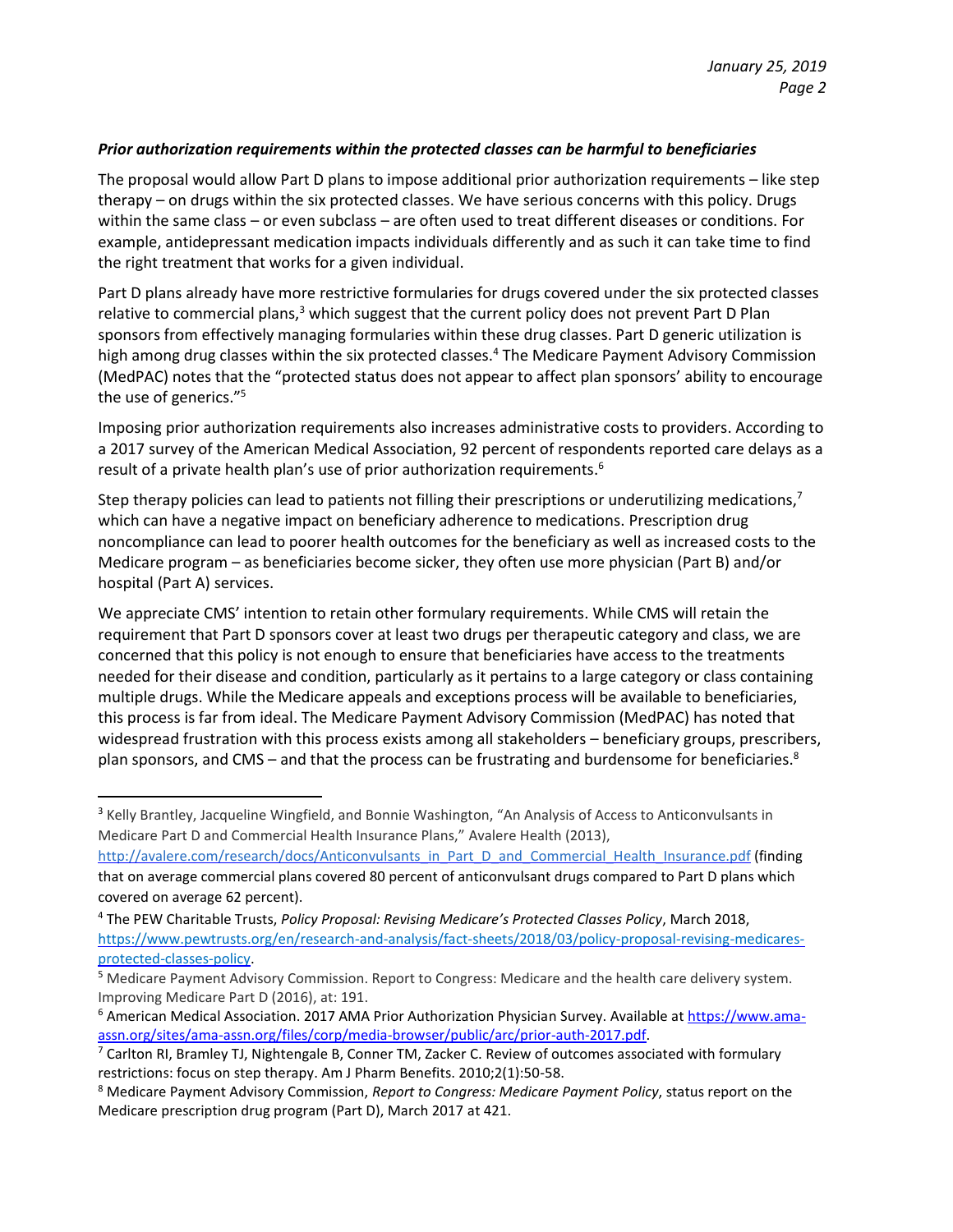*Prior authorization requirements within the protected classes can be harmful to beneficiaries*

The proposal would allow Part D plans to impose additional prior authorization requirements – like step therapy – on drugs within the six protected classes. We have serious concerns with this policy. Drugs within the same class – or even subclass – are often used to treat different diseases or conditions. For example, antidepressant medication impacts individuals differently and as such it can take time to find the right treatment that works for a given individual.

Part D plans already have more restrictive formularies for drugs covered under the six protected classes relative to commercial plans,[3] which suggest that the current policy does not prevent Part D Plan sponsors from effectively managing formularies within these drug classes. Part D generic utilization is high among drug classes within the six protected classes.[4] The Medicare Payment Advisory Commission (MedPAC) notes that the "protected status does not appear to affect plan sponsors' ability to encourage the use of generics."[5]

Imposing prior authorization requirements also increases administrative costs to providers. According to a 2017 survey of the American Medical Association, 92 percent of respondents reported care delays as a result of a private health plan's use of prior authorization requirements.[6]

Step therapy policies can lead to patients not filling their prescriptions or underutilizing medications,[7] which can have a negative impact on beneficiary adherence to medications. Prescription drug noncompliance can lead to poorer health outcomes for the beneficiary as well as increased costs to the Medicare program – as beneficiaries become sicker, they often use more physician (Part B) and/or hospital (Part A) services.

We appreciate CMS' intention to retain other formulary requirements. While CMS will retain the requirement that Part D sponsors cover at least two drugs per therapeutic category and class, we are concerned that this policy is not enough to ensure that beneficiaries have access to the treatments needed for their disease and condition, particularly as it pertains to a large category or class containing multiple drugs. While the Medicare appeals and exceptions process will be available to beneficiaries, this process is far from ideal. The Medicare Payment Advisory Commission (MedPAC) has noted that widespread frustration with this process exists among all stakeholders – beneficiary groups, prescribers, plan sponsors, and CMS – and that the process can be frustrating and burdensome for beneficiaries.[8]

---

[3] Kelly Brantley, Jacqueline Wingfield, and Bonnie Washington, "An Analysis of Access to Anticonvulsants in Medicare Part D and Commercial Health Insurance Plans," Avalere Health (2013), http://avalere.com/research/docs/Anticonvulsants_in_Part_D_and_Commercial_Health_Insurance.pdf (finding that on average commercial plans covered 80 percent of anticonvulsant drugs compared to Part D plans which covered on average 62 percent).

[4] The PEW Charitable Trusts, *Policy Proposal: Revising Medicare's Protected Classes Policy*, March 2018, https://www.pewtrusts.org/en/research-and-analysis/fact-sheets/2018/03/policy-proposal-revising-medicares-protected-classes-policy.

[5] Medicare Payment Advisory Commission. Report to Congress: Medicare and the health care delivery system. Improving Medicare Part D (2016), at: 191.

[6] American Medical Association. 2017 AMA Prior Authorization Physician Survey. Available at https://www.ama-assn.org/sites/ama-assn.org/files/corp/media-browser/public/arc/prior-auth-2017.pdf.

[7] Carlton RI, Bramley TJ, Nightengale B, Conner TM, Zacker C. Review of outcomes associated with formulary restrictions: focus on step therapy. Am J Pharm Benefits. 2010;2(1):50-58.

[8] Medicare Payment Advisory Commission, *Report to Congress: Medicare Payment Policy*, status report on the Medicare prescription drug program (Part D), March 2017 at 421.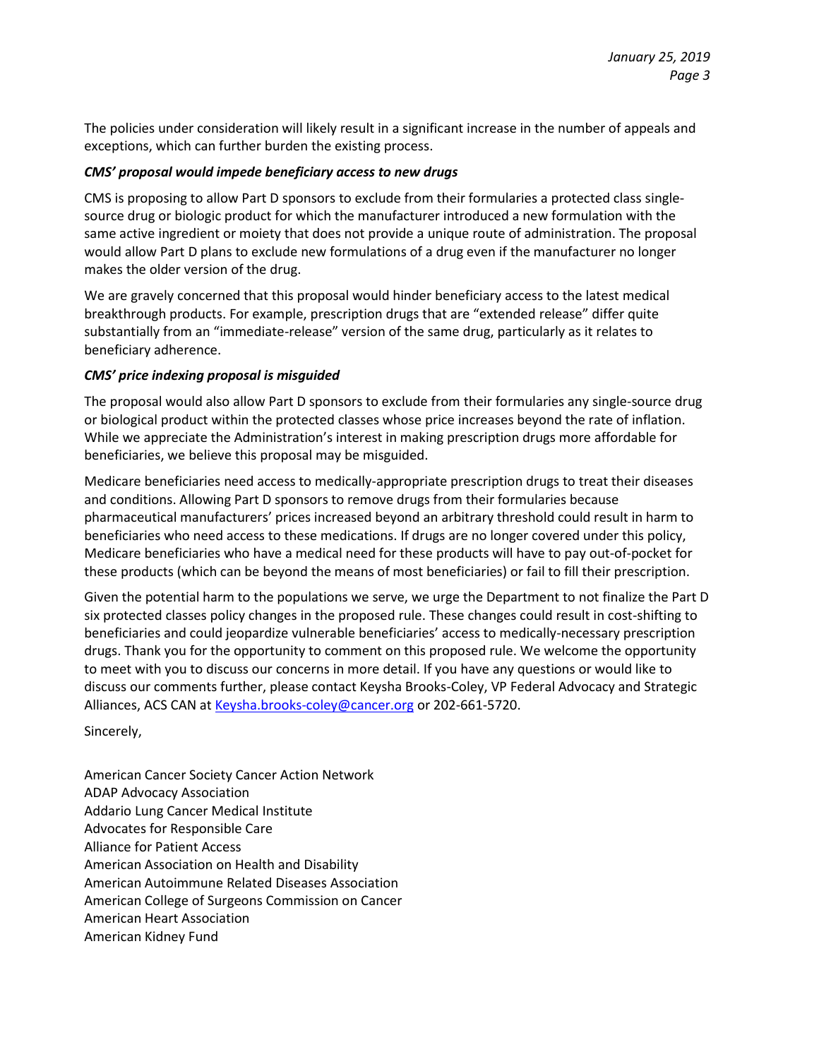The policies under consideration will likely result in a significant increase in the number of appeals and exceptions, which can further burden the existing process.

***CMS' proposal would impede beneficiary access to new drugs***

CMS is proposing to allow Part D sponsors to exclude from their formularies a protected class single-source drug or biologic product for which the manufacturer introduced a new formulation with the same active ingredient or moiety that does not provide a unique route of administration. The proposal would allow Part D plans to exclude new formulations of a drug even if the manufacturer no longer makes the older version of the drug.

We are gravely concerned that this proposal would hinder beneficiary access to the latest medical breakthrough products. For example, prescription drugs that are "extended release" differ quite substantially from an "immediate-release" version of the same drug, particularly as it relates to beneficiary adherence.

***CMS' price indexing proposal is misguided***

The proposal would also allow Part D sponsors to exclude from their formularies any single-source drug or biological product within the protected classes whose price increases beyond the rate of inflation. While we appreciate the Administration's interest in making prescription drugs more affordable for beneficiaries, we believe this proposal may be misguided.

Medicare beneficiaries need access to medically-appropriate prescription drugs to treat their diseases and conditions. Allowing Part D sponsors to remove drugs from their formularies because pharmaceutical manufacturers' prices increased beyond an arbitrary threshold could result in harm to beneficiaries who need access to these medications. If drugs are no longer covered under this policy, Medicare beneficiaries who have a medical need for these products will have to pay out-of-pocket for these products (which can be beyond the means of most beneficiaries) or fail to fill their prescription.

Given the potential harm to the populations we serve, we urge the Department to not finalize the Part D six protected classes policy changes in the proposed rule. These changes could result in cost-shifting to beneficiaries and could jeopardize vulnerable beneficiaries' access to medically-necessary prescription drugs. Thank you for the opportunity to comment on this proposed rule. We welcome the opportunity to meet with you to discuss our concerns in more detail. If you have any questions or would like to discuss our comments further, please contact Keysha Brooks-Coley, VP Federal Advocacy and Strategic Alliances, ACS CAN at [Keysha.brooks-coley@cancer.org](mailto:Keysha.brooks-coley@cancer.org) or 202-661-5720.

Sincerely,

American Cancer Society Cancer Action Network
ADAP Advocacy Association
Addario Lung Cancer Medical Institute
Advocates for Responsible Care
Alliance for Patient Access
American Association on Health and Disability
American Autoimmune Related Diseases Association
American College of Surgeons Commission on Cancer
American Heart Association
American Kidney Fund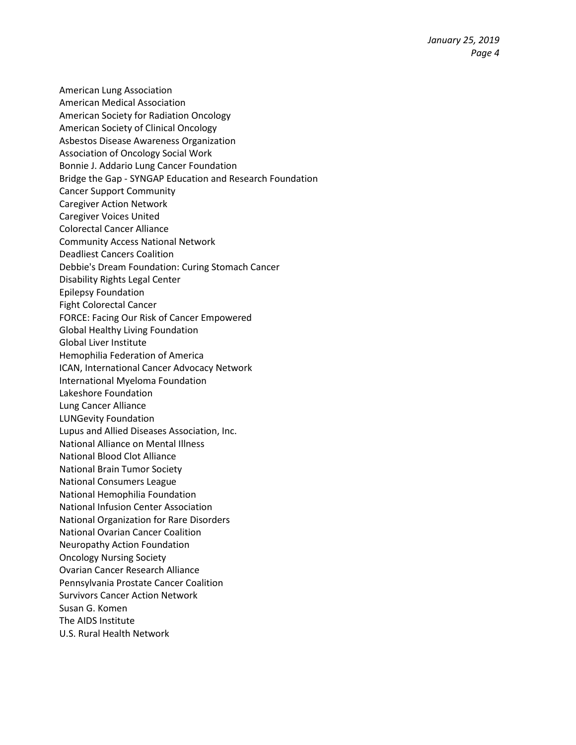American Lung Association
American Medical Association
American Society for Radiation Oncology
American Society of Clinical Oncology
Asbestos Disease Awareness Organization
Association of Oncology Social Work
Bonnie J. Addario Lung Cancer Foundation
Bridge the Gap - SYNGAP Education and Research Foundation
Cancer Support Community
Caregiver Action Network
Caregiver Voices United
Colorectal Cancer Alliance
Community Access National Network
Deadliest Cancers Coalition
Debbie's Dream Foundation: Curing Stomach Cancer
Disability Rights Legal Center
Epilepsy Foundation
Fight Colorectal Cancer
FORCE: Facing Our Risk of Cancer Empowered
Global Healthy Living Foundation
Global Liver Institute
Hemophilia Federation of America
ICAN, International Cancer Advocacy Network
International Myeloma Foundation
Lakeshore Foundation
Lung Cancer Alliance
LUNGevity Foundation
Lupus and Allied Diseases Association, Inc.
National Alliance on Mental Illness
National Blood Clot Alliance
National Brain Tumor Society
National Consumers League
National Hemophilia Foundation
National Infusion Center Association
National Organization for Rare Disorders
National Ovarian Cancer Coalition
Neuropathy Action Foundation
Oncology Nursing Society
Ovarian Cancer Research Alliance
Pennsylvania Prostate Cancer Coalition
Survivors Cancer Action Network
Susan G. Komen
The AIDS Institute
U.S. Rural Health Network